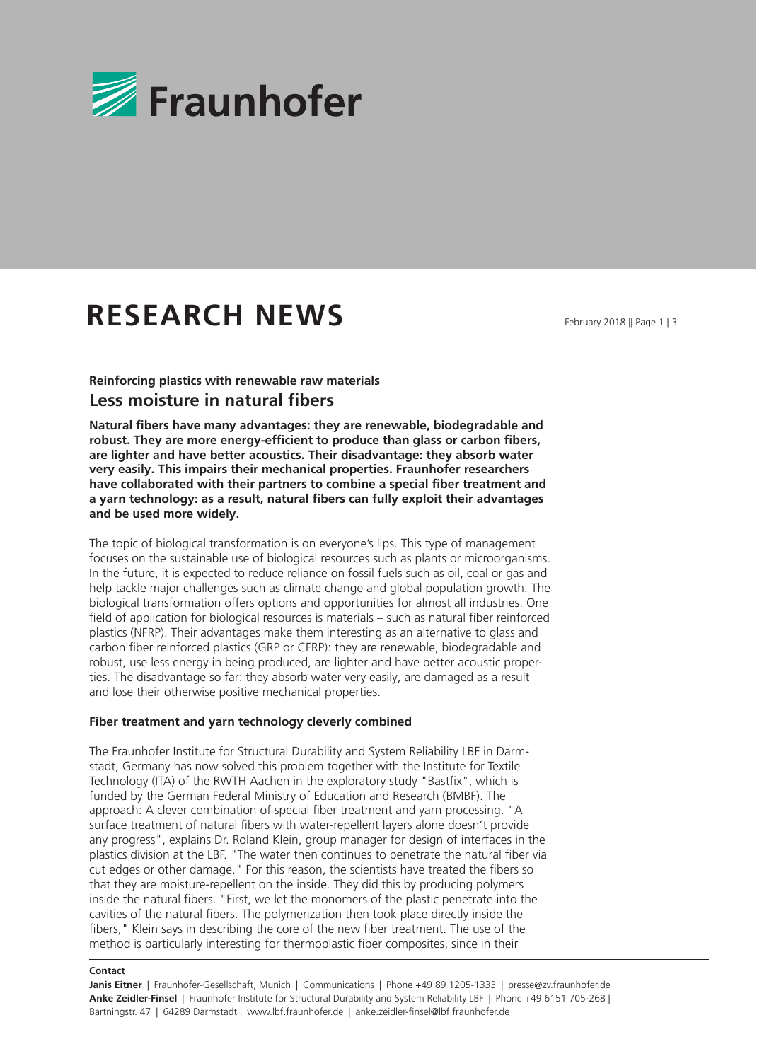# RESEARCH NEWS

**Reinforcing plastics with renewable raw materials**

## Less moisture in natural fibers

**Natural fibers have many advantages: they are renewable, biodegradable and robust. They are more energy-efficient to produce than glass or carbon fibers, are lighter and have better acoustics. Their disadvantage: they absorb water very easily. This impairs their mechanical properties. Fraunhofer researchers have collaborated with their partners to combine a special fiber treatment and a yarn technology: as a result, natural fibers can fully exploit their advantages and be used more widely.**

The topic of biological transformation is on everyone's lips. This type of management focuses on the sustainable use of biological resources such as plants or microorganisms. In the future, it is expected to reduce reliance on fossil fuels such as oil, coal or gas and help tackle major challenges such as climate change and global population growth. The biological transformation offers options and opportunities for almost all industries. One field of application for biological resources is materials – such as natural fiber reinforced plastics (NFRP). Their advantages make them interesting as an alternative to glass and carbon fiber reinforced plastics (GRP or CFRP): they are renewable, biodegradable and robust, use less energy in being produced, are lighter and have better acoustic properties. The disadvantage so far: they absorb water very easily, are damaged as a result and lose their otherwise positive mechanical properties.

### Fiber treatment and yarn technology cleverly combined

The Fraunhofer Institute for Structural Durability and System Reliability LBF in Darmstadt, Germany has now solved this problem together with the Institute for Textile Technology (ITA) of the RWTH Aachen in the exploratory study "Bastfix", which is funded by the German Federal Ministry of Education and Research (BMBF). The approach: A clever combination of special fiber treatment and yarn processing. "A surface treatment of natural fibers with water-repellent layers alone doesn't provide any progress", explains Dr. Roland Klein, group manager for design of interfaces in the plastics division at the LBF. "The water then continues to penetrate the natural fiber via cut edges or other damage." For this reason, the scientists have treated the fibers so that they are moisture-repellent on the inside. They did this by producing polymers inside the natural fibers. "First, we let the monomers of the plastic penetrate into the cavities of the natural fibers. The polymerization then took place directly inside the fibers," Klein says in describing the core of the new fiber treatment. The use of the method is particularly interesting for thermoplastic fiber composites, since in their

**Contact**

**Janis Eitner** | Fraunhofer-Gesellschaft, Munich | Communications | Phone +49 89 1205-1333 | presse@zv.fraunhofer.de
**Anke Zeidler-Finsel** | Fraunhofer Institute for Structural Durability and System Reliability LBF | Phone +49 6151 705-268 | Bartningstr. 47 | 64289 Darmstadt | www.lbf.fraunhofer.de | anke.zeidler-finsel@lbf.fraunhofer.de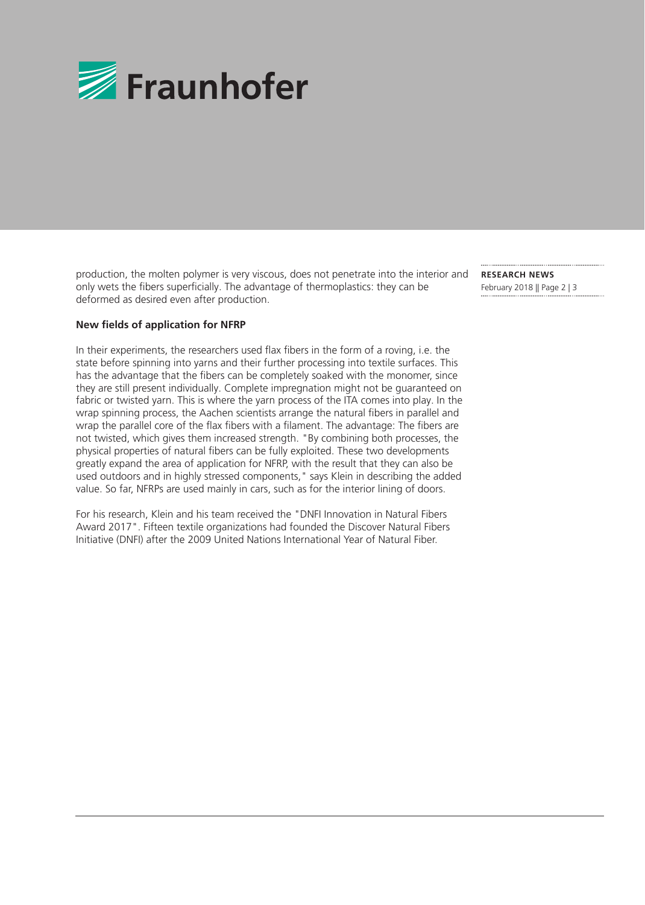production, the molten polymer is very viscous, does not penetrate into the interior and only wets the fibers superficially. The advantage of thermoplastics: they can be deformed as desired even after production.

**New fields of application for NFRP**

In their experiments, the researchers used flax fibers in the form of a roving, i.e. the state before spinning into yarns and their further processing into textile surfaces. This has the advantage that the fibers can be completely soaked with the monomer, since they are still present individually. Complete impregnation might not be guaranteed on fabric or twisted yarn. This is where the yarn process of the ITA comes into play. In the wrap spinning process, the Aachen scientists arrange the natural fibers in parallel and wrap the parallel core of the flax fibers with a filament. The advantage: The fibers are not twisted, which gives them increased strength. "By combining both processes, the physical properties of natural fibers can be fully exploited. These two developments greatly expand the area of application for NFRP, with the result that they can also be used outdoors and in highly stressed components," says Klein in describing the added value. So far, NFRPs are used mainly in cars, such as for the interior lining of doors.

For his research, Klein and his team received the "DNFI Innovation in Natural Fibers Award 2017". Fifteen textile organizations had founded the Discover Natural Fibers Initiative (DNFI) after the 2009 United Nations International Year of Natural Fiber.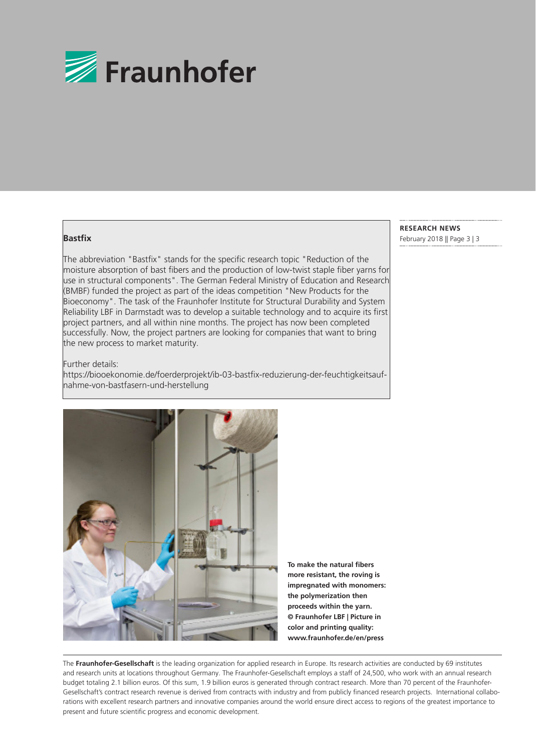## Bastfix

The abbreviation "Bastfix" stands for the specific research topic "Reduction of the moisture absorption of bast fibers and the production of low-twist staple fiber yarns for use in structural components". The German Federal Ministry of Education and Research (BMBF) funded the project as part of the ideas competition "New Products for the Bioeconomy". The task of the Fraunhofer Institute for Structural Durability and System Reliability LBF in Darmstadt was to develop a suitable technology and to acquire its first project partners, and all within nine months. The project has now been completed successfully. Now, the project partners are looking for companies that want to bring the new process to market maturity.

Further details:
https://biooekonomie.de/foerderprojekt/ib-03-bastfix-reduzierung-der-feuchtigkeitsaufnahme-von-bastfasern-und-herstellung

**To make the natural fibers more resistant, the roving is impregnated with monomers: the polymerization then proceeds within the yarn. © Fraunhofer LBF | Picture in color and printing quality: www.fraunhofer.de/en/press**

The **Fraunhofer-Gesellschaft** is the leading organization for applied research in Europe. Its research activities are conducted by 69 institutes and research units at locations throughout Germany. The Fraunhofer-Gesellschaft employs a staff of 24,500, who work with an annual research budget totaling 2.1 billion euros. Of this sum, 1.9 billion euros is generated through contract research. More than 70 percent of the Fraunhofer-Gesellschaft's contract research revenue is derived from contracts with industry and from publicly financed research projects. International collaborations with excellent research partners and innovative companies around the world ensure direct access to regions of the greatest importance to present and future scientific progress and economic development.